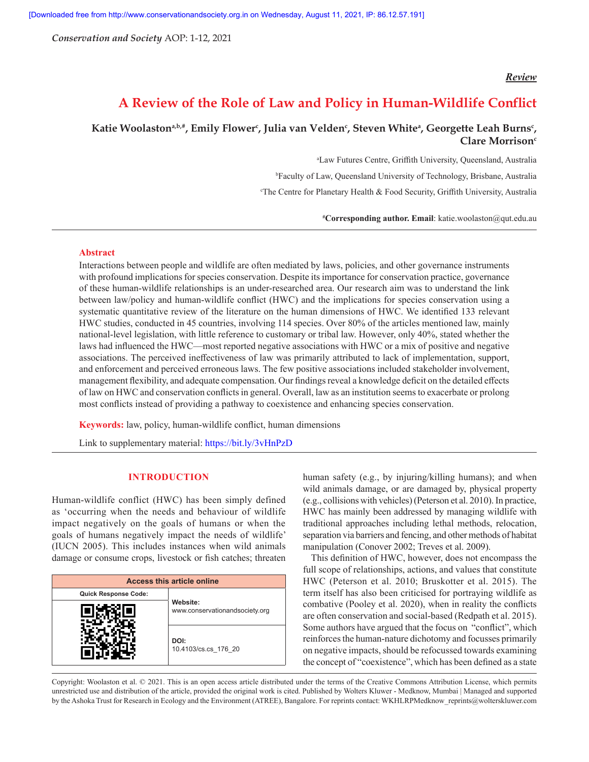*Review*

# A Review of the Role of Law and Policy in Human-Wildlife Conflict

**Katie Woolaston[a,b,#], Emily Flower[c], Julia van Velden[c], Steven White[a], Georgette Leah Burns[c], Clare Morrison[c]**

[a]Law Futures Centre, Griffith University, Queensland, Australia

[b]Faculty of Law, Queensland University of Technology, Brisbane, Australia

[c]The Centre for Planetary Health & Food Security, Griffith University, Australia

[#]**Corresponding author. Email**: katie.woolaston@qut.edu.au

## Abstract

Interactions between people and wildlife are often mediated by laws, policies, and other governance instruments with profound implications for species conservation. Despite its importance for conservation practice, governance of these human-wildlife relationships is an under-researched area. Our research aim was to understand the link between law/policy and human-wildlife conflict (HWC) and the implications for species conservation using a systematic quantitative review of the literature on the human dimensions of HWC. We identified 133 relevant HWC studies, conducted in 45 countries, involving 114 species. Over 80% of the articles mentioned law, mainly national-level legislation, with little reference to customary or tribal law. However, only 40%, stated whether the laws had influenced the HWC—most reported negative associations with HWC or a mix of positive and negative associations. The perceived ineffectiveness of law was primarily attributed to lack of implementation, support, and enforcement and perceived erroneous laws. The few positive associations included stakeholder involvement, management flexibility, and adequate compensation. Our findings reveal a knowledge deficit on the detailed effects of law on HWC and conservation conflicts in general. Overall, law as an institution seems to exacerbate or prolong most conflicts instead of providing a pathway to coexistence and enhancing species conservation.

**Keywords:** law, policy, human-wildlife conflict, human dimensions

Link to supplementary material: https://bit.ly/3vHnPzD

| Access this article online | |
|---|---|
| Quick Response Code: | **Website:** www.conservationandsociety.org |
| | **DOI:** 10.4103/cs.cs_176_20 |

## INTRODUCTION

Human-wildlife conflict (HWC) has been simply defined as 'occurring when the needs and behaviour of wildlife impact negatively on the goals of humans or when the goals of humans negatively impact the needs of wildlife' (IUCN 2005). This includes instances when wild animals damage or consume crops, livestock or fish catches; threaten human safety (e.g., by injuring/killing humans); and when wild animals damage, or are damaged by, physical property (e.g., collisions with vehicles) (Peterson et al. 2010). In practice, HWC has mainly been addressed by managing wildlife with traditional approaches including lethal methods, relocation, separation via barriers and fencing, and other methods of habitat manipulation (Conover 2002; Treves et al. 2009).

This definition of HWC, however, does not encompass the full scope of relationships, actions, and values that constitute HWC (Peterson et al. 2010; Bruskotter et al. 2015). The term itself has also been criticised for portraying wildlife as combative (Pooley et al. 2020), when in reality the conflicts are often conservation and social-based (Redpath et al. 2015). Some authors have argued that the focus on "conflict", which reinforces the human-nature dichotomy and focusses primarily on negative impacts, should be refocussed towards examining the concept of "coexistence", which has been defined as a state

Copyright: Woolaston et al. © 2021. This is an open access article distributed under the terms of the Creative Commons Attribution License, which permits unrestricted use and distribution of the article, provided the original work is cited. Published by Wolters Kluwer - Medknow, Mumbai | Managed and supported by the Ashoka Trust for Research in Ecology and the Environment (ATREE), Bangalore. For reprints contact: WKHLRPMedknow_reprints@wolterskluwer.com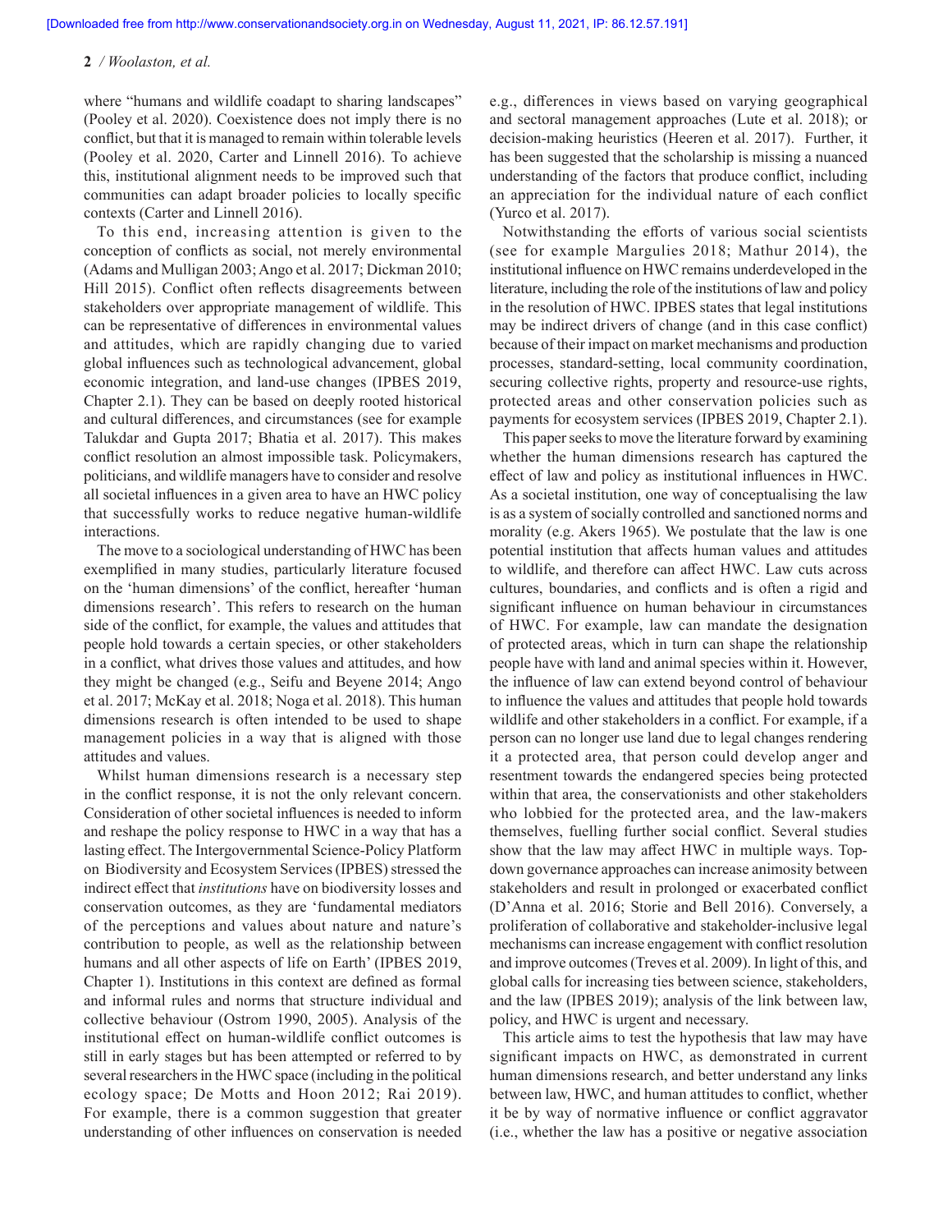where "humans and wildlife coadapt to sharing landscapes" (Pooley et al. 2020). Coexistence does not imply there is no conflict, but that it is managed to remain within tolerable levels (Pooley et al. 2020, Carter and Linnell 2016). To achieve this, institutional alignment needs to be improved such that communities can adapt broader policies to locally specific contexts (Carter and Linnell 2016).

To this end, increasing attention is given to the conception of conflicts as social, not merely environmental (Adams and Mulligan 2003; Ango et al. 2017; Dickman 2010; Hill 2015). Conflict often reflects disagreements between stakeholders over appropriate management of wildlife. This can be representative of differences in environmental values and attitudes, which are rapidly changing due to varied global influences such as technological advancement, global economic integration, and land-use changes (IPBES 2019, Chapter 2.1). They can be based on deeply rooted historical and cultural differences, and circumstances (see for example Talukdar and Gupta 2017; Bhatia et al. 2017). This makes conflict resolution an almost impossible task. Policymakers, politicians, and wildlife managers have to consider and resolve all societal influences in a given area to have an HWC policy that successfully works to reduce negative human-wildlife interactions.

The move to a sociological understanding of HWC has been exemplified in many studies, particularly literature focused on the 'human dimensions' of the conflict, hereafter 'human dimensions research'. This refers to research on the human side of the conflict, for example, the values and attitudes that people hold towards a certain species, or other stakeholders in a conflict, what drives those values and attitudes, and how they might be changed (e.g., Seifu and Beyene 2014; Ango et al. 2017; McKay et al. 2018; Noga et al. 2018). This human dimensions research is often intended to be used to shape management policies in a way that is aligned with those attitudes and values.

Whilst human dimensions research is a necessary step in the conflict response, it is not the only relevant concern. Consideration of other societal influences is needed to inform and reshape the policy response to HWC in a way that has a lasting effect. The Intergovernmental Science-Policy Platform on Biodiversity and Ecosystem Services (IPBES) stressed the indirect effect that *institutions* have on biodiversity losses and conservation outcomes, as they are 'fundamental mediators of the perceptions and values about nature and nature's contribution to people, as well as the relationship between humans and all other aspects of life on Earth' (IPBES 2019, Chapter 1). Institutions in this context are defined as formal and informal rules and norms that structure individual and collective behaviour (Ostrom 1990, 2005). Analysis of the institutional effect on human-wildlife conflict outcomes is still in early stages but has been attempted or referred to by several researchers in the HWC space (including in the political ecology space; De Motts and Hoon 2012; Rai 2019). For example, there is a common suggestion that greater understanding of other influences on conservation is needed e.g., differences in views based on varying geographical and sectoral management approaches (Lute et al. 2018); or decision-making heuristics (Heeren et al. 2017). Further, it has been suggested that the scholarship is missing a nuanced understanding of the factors that produce conflict, including an appreciation for the individual nature of each conflict (Yurco et al. 2017).

Notwithstanding the efforts of various social scientists (see for example Margulies 2018; Mathur 2014), the institutional influence on HWC remains underdeveloped in the literature, including the role of the institutions of law and policy in the resolution of HWC. IPBES states that legal institutions may be indirect drivers of change (and in this case conflict) because of their impact on market mechanisms and production processes, standard-setting, local community coordination, securing collective rights, property and resource-use rights, protected areas and other conservation policies such as payments for ecosystem services (IPBES 2019, Chapter 2.1).

This paper seeks to move the literature forward by examining whether the human dimensions research has captured the effect of law and policy as institutional influences in HWC. As a societal institution, one way of conceptualising the law is as a system of socially controlled and sanctioned norms and morality (e.g. Akers 1965). We postulate that the law is one potential institution that affects human values and attitudes to wildlife, and therefore can affect HWC. Law cuts across cultures, boundaries, and conflicts and is often a rigid and significant influence on human behaviour in circumstances of HWC. For example, law can mandate the designation of protected areas, which in turn can shape the relationship people have with land and animal species within it. However, the influence of law can extend beyond control of behaviour to influence the values and attitudes that people hold towards wildlife and other stakeholders in a conflict. For example, if a person can no longer use land due to legal changes rendering it a protected area, that person could develop anger and resentment towards the endangered species being protected within that area, the conservationists and other stakeholders who lobbied for the protected area, and the law-makers themselves, fuelling further social conflict. Several studies show that the law may affect HWC in multiple ways. Top-down governance approaches can increase animosity between stakeholders and result in prolonged or exacerbated conflict (D'Anna et al. 2016; Storie and Bell 2016). Conversely, a proliferation of collaborative and stakeholder-inclusive legal mechanisms can increase engagement with conflict resolution and improve outcomes (Treves et al. 2009). In light of this, and global calls for increasing ties between science, stakeholders, and the law (IPBES 2019); analysis of the link between law, policy, and HWC is urgent and necessary.

This article aims to test the hypothesis that law may have significant impacts on HWC, as demonstrated in current human dimensions research, and better understand any links between law, HWC, and human attitudes to conflict, whether it be by way of normative influence or conflict aggravator (i.e., whether the law has a positive or negative association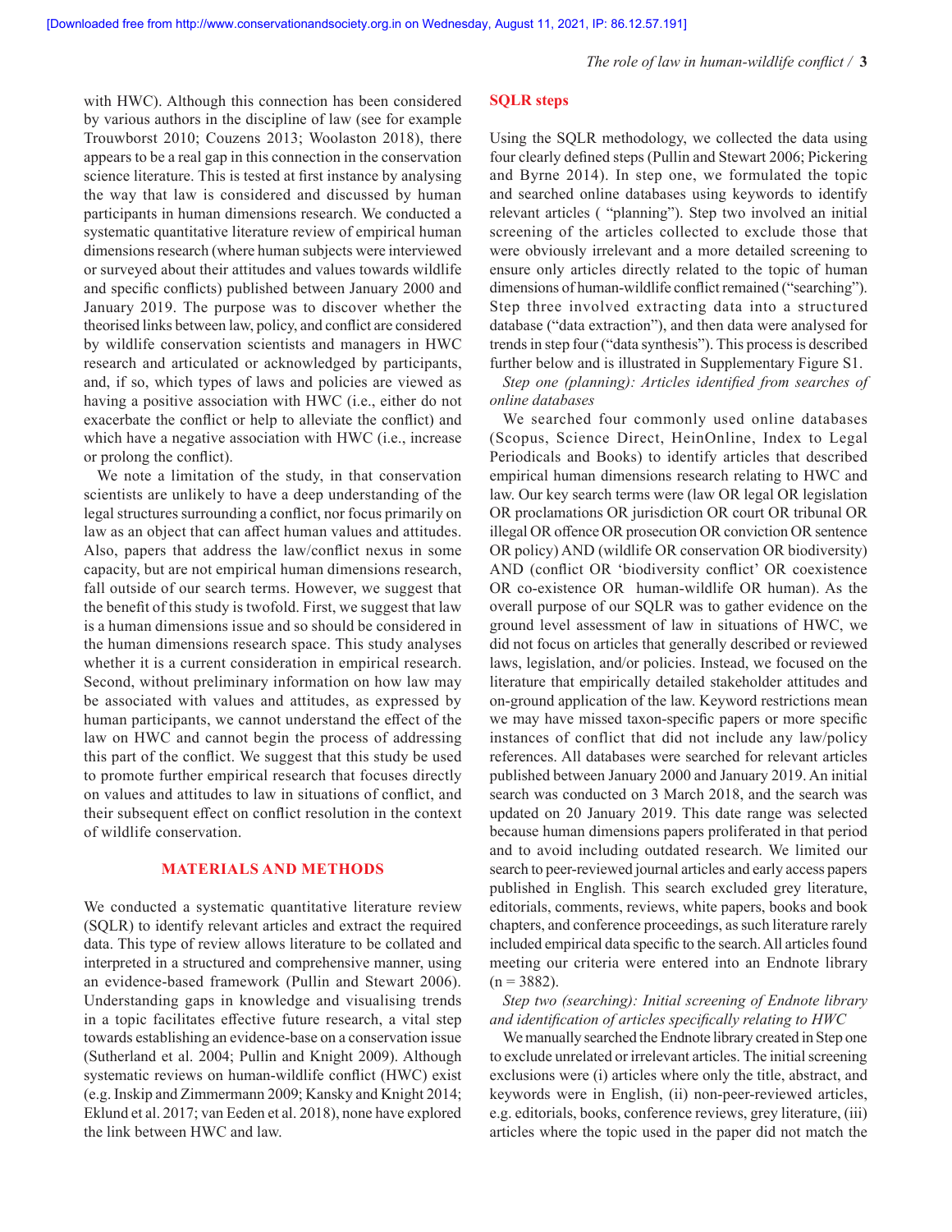with HWC). Although this connection has been considered by various authors in the discipline of law (see for example Trouwborst 2010; Couzens 2013; Woolaston 2018), there appears to be a real gap in this connection in the conservation science literature. This is tested at first instance by analysing the way that law is considered and discussed by human participants in human dimensions research. We conducted a systematic quantitative literature review of empirical human dimensions research (where human subjects were interviewed or surveyed about their attitudes and values towards wildlife and specific conflicts) published between January 2000 and January 2019. The purpose was to discover whether the theorised links between law, policy, and conflict are considered by wildlife conservation scientists and managers in HWC research and articulated or acknowledged by participants, and, if so, which types of laws and policies are viewed as having a positive association with HWC (i.e., either do not exacerbate the conflict or help to alleviate the conflict) and which have a negative association with HWC (i.e., increase or prolong the conflict).

We note a limitation of the study, in that conservation scientists are unlikely to have a deep understanding of the legal structures surrounding a conflict, nor focus primarily on law as an object that can affect human values and attitudes. Also, papers that address the law/conflict nexus in some capacity, but are not empirical human dimensions research, fall outside of our search terms. However, we suggest that the benefit of this study is twofold. First, we suggest that law is a human dimensions issue and so should be considered in the human dimensions research space. This study analyses whether it is a current consideration in empirical research. Second, without preliminary information on how law may be associated with values and attitudes, as expressed by human participants, we cannot understand the effect of the law on HWC and cannot begin the process of addressing this part of the conflict. We suggest that this study be used to promote further empirical research that focuses directly on values and attitudes to law in situations of conflict, and their subsequent effect on conflict resolution in the context of wildlife conservation.

## MATERIALS AND METHODS

We conducted a systematic quantitative literature review (SQLR) to identify relevant articles and extract the required data. This type of review allows literature to be collated and interpreted in a structured and comprehensive manner, using an evidence-based framework (Pullin and Stewart 2006). Understanding gaps in knowledge and visualising trends in a topic facilitates effective future research, a vital step towards establishing an evidence-base on a conservation issue (Sutherland et al. 2004; Pullin and Knight 2009). Although systematic reviews on human-wildlife conflict (HWC) exist (e.g. Inskip and Zimmermann 2009; Kansky and Knight 2014; Eklund et al. 2017; van Eeden et al. 2018), none have explored the link between HWC and law.

### SQLR steps

Using the SQLR methodology, we collected the data using four clearly defined steps (Pullin and Stewart 2006; Pickering and Byrne 2014). In step one, we formulated the topic and searched online databases using keywords to identify relevant articles ( "planning"). Step two involved an initial screening of the articles collected to exclude those that were obviously irrelevant and a more detailed screening to ensure only articles directly related to the topic of human dimensions of human-wildlife conflict remained ("searching"). Step three involved extracting data into a structured database ("data extraction"), and then data were analysed for trends in step four ("data synthesis"). This process is described further below and is illustrated in Supplementary Figure S1.

*Step one (planning): Articles identified from searches of online databases*

We searched four commonly used online databases (Scopus, Science Direct, HeinOnline, Index to Legal Periodicals and Books) to identify articles that described empirical human dimensions research relating to HWC and law. Our key search terms were (law OR legal OR legislation OR proclamations OR jurisdiction OR court OR tribunal OR illegal OR offence OR prosecution OR conviction OR sentence OR policy) AND (wildlife OR conservation OR biodiversity) AND (conflict OR 'biodiversity conflict' OR coexistence OR co-existence OR human-wildlife OR human). As the overall purpose of our SQLR was to gather evidence on the ground level assessment of law in situations of HWC, we did not focus on articles that generally described or reviewed laws, legislation, and/or policies. Instead, we focused on the literature that empirically detailed stakeholder attitudes and on-ground application of the law. Keyword restrictions mean we may have missed taxon-specific papers or more specific instances of conflict that did not include any law/policy references. All databases were searched for relevant articles published between January 2000 and January 2019. An initial search was conducted on 3 March 2018, and the search was updated on 20 January 2019. This date range was selected because human dimensions papers proliferated in that period and to avoid including outdated research. We limited our search to peer-reviewed journal articles and early access papers published in English. This search excluded grey literature, editorials, comments, reviews, white papers, books and book chapters, and conference proceedings, as such literature rarely included empirical data specific to the search. All articles found meeting our criteria were entered into an Endnote library (n = 3882).

*Step two (searching): Initial screening of Endnote library and identification of articles specifically relating to HWC*

We manually searched the Endnote library created in Step one to exclude unrelated or irrelevant articles. The initial screening exclusions were (i) articles where only the title, abstract, and keywords were in English, (ii) non-peer-reviewed articles, e.g. editorials, books, conference reviews, grey literature, (iii) articles where the topic used in the paper did not match the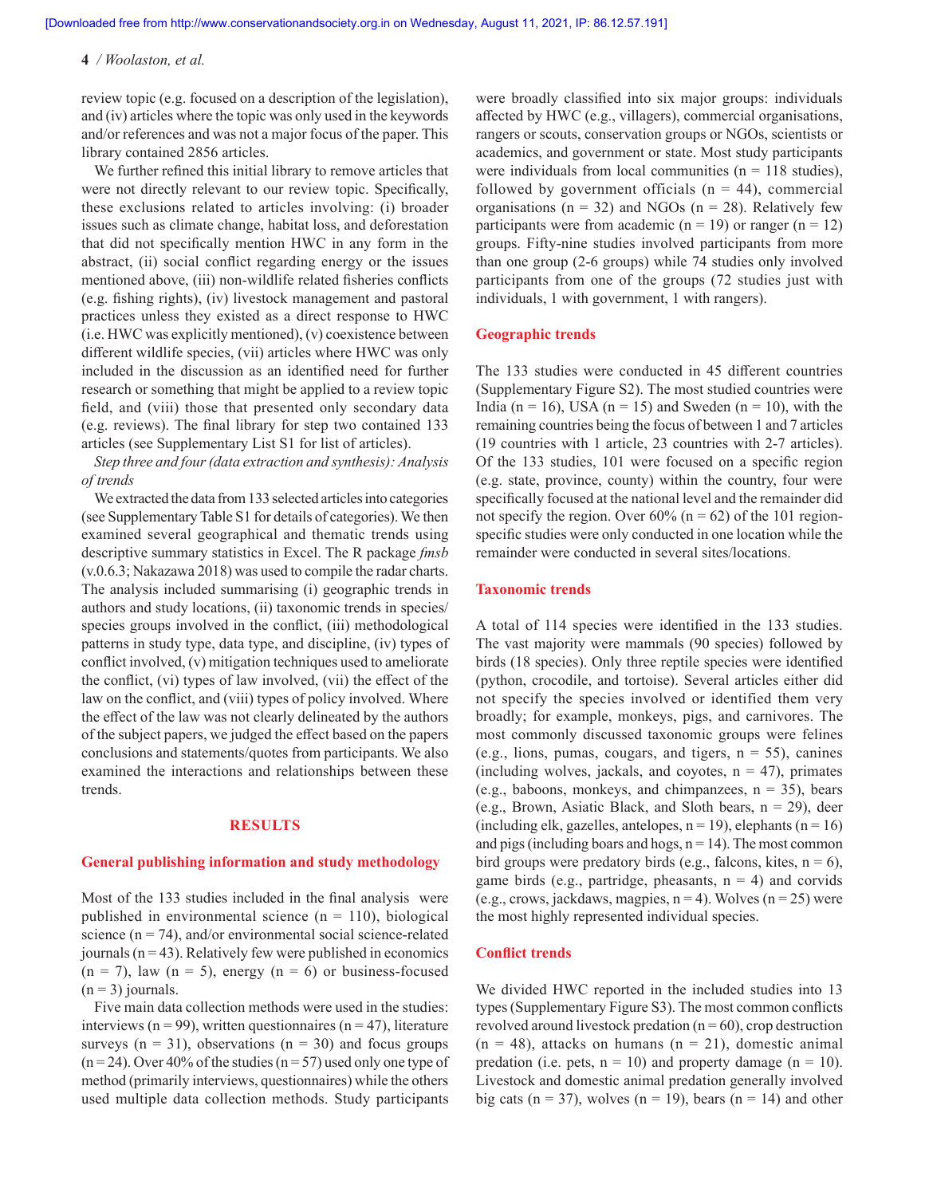review topic (e.g. focused on a description of the legislation), and (iv) articles where the topic was only used in the keywords and/or references and was not a major focus of the paper. This library contained 2856 articles.

We further refined this initial library to remove articles that were not directly relevant to our review topic. Specifically, these exclusions related to articles involving: (i) broader issues such as climate change, habitat loss, and deforestation that did not specifically mention HWC in any form in the abstract, (ii) social conflict regarding energy or the issues mentioned above, (iii) non-wildlife related fisheries conflicts (e.g. fishing rights), (iv) livestock management and pastoral practices unless they existed as a direct response to HWC (i.e. HWC was explicitly mentioned), (v) coexistence between different wildlife species, (vii) articles where HWC was only included in the discussion as an identified need for further research or something that might be applied to a review topic field, and (viii) those that presented only secondary data (e.g. reviews). The final library for step two contained 133 articles (see Supplementary List S1 for list of articles).

*Step three and four (data extraction and synthesis): Analysis of trends*

We extracted the data from 133 selected articles into categories (see Supplementary Table S1 for details of categories). We then examined several geographical and thematic trends using descriptive summary statistics in Excel. The R package *fmsb* (v.0.6.3; Nakazawa 2018) was used to compile the radar charts. The analysis included summarising (i) geographic trends in authors and study locations, (ii) taxonomic trends in species/species groups involved in the conflict, (iii) methodological patterns in study type, data type, and discipline, (iv) types of conflict involved, (v) mitigation techniques used to ameliorate the conflict, (vi) types of law involved, (vii) the effect of the law on the conflict, and (viii) types of policy involved. Where the effect of the law was not clearly delineated by the authors of the subject papers, we judged the effect based on the papers conclusions and statements/quotes from participants. We also examined the interactions and relationships between these trends.

## RESULTS

### General publishing information and study methodology

Most of the 133 studies included in the final analysis were published in environmental science (n = 110), biological science (n = 74), and/or environmental social science-related journals (n = 43). Relatively few were published in economics (n = 7), law (n = 5), energy (n = 6) or business-focused (n = 3) journals.

Five main data collection methods were used in the studies: interviews (n = 99), written questionnaires (n = 47), literature surveys (n = 31), observations (n = 30) and focus groups (n = 24). Over 40% of the studies (n = 57) used only one type of method (primarily interviews, questionnaires) while the others used multiple data collection methods. Study participants were broadly classified into six major groups: individuals affected by HWC (e.g., villagers), commercial organisations, rangers or scouts, conservation groups or NGOs, scientists or academics, and government or state. Most study participants were individuals from local communities (n = 118 studies), followed by government officials (n = 44), commercial organisations (n = 32) and NGOs (n = 28). Relatively few participants were from academic (n = 19) or ranger (n = 12) groups. Fifty-nine studies involved participants from more than one group (2-6 groups) while 74 studies only involved participants from one of the groups (72 studies just with individuals, 1 with government, 1 with rangers).

### Geographic trends

The 133 studies were conducted in 45 different countries (Supplementary Figure S2). The most studied countries were India (n = 16), USA (n = 15) and Sweden (n = 10), with the remaining countries being the focus of between 1 and 7 articles (19 countries with 1 article, 23 countries with 2-7 articles). Of the 133 studies, 101 were focused on a specific region (e.g. state, province, county) within the country, four were specifically focused at the national level and the remainder did not specify the region. Over 60% (n = 62) of the 101 region-specific studies were only conducted in one location while the remainder were conducted in several sites/locations.

### Taxonomic trends

A total of 114 species were identified in the 133 studies. The vast majority were mammals (90 species) followed by birds (18 species). Only three reptile species were identified (python, crocodile, and tortoise). Several articles either did not specify the species involved or identified them very broadly; for example, monkeys, pigs, and carnivores. The most commonly discussed taxonomic groups were felines (e.g., lions, pumas, cougars, and tigers, n = 55), canines (including wolves, jackals, and coyotes, n = 47), primates (e.g., baboons, monkeys, and chimpanzees, n = 35), bears (e.g., Brown, Asiatic Black, and Sloth bears, n = 29), deer (including elk, gazelles, antelopes, n = 19), elephants (n = 16) and pigs (including boars and hogs, n = 14). The most common bird groups were predatory birds (e.g., falcons, kites, n = 6), game birds (e.g., partridge, pheasants, n = 4) and corvids (e.g., crows, jackdaws, magpies, n = 4). Wolves (n = 25) were the most highly represented individual species.

### Conflict trends

We divided HWC reported in the included studies into 13 types (Supplementary Figure S3). The most common conflicts revolved around livestock predation (n = 60), crop destruction (n = 48), attacks on humans (n = 21), domestic animal predation (i.e. pets, n = 10) and property damage (n = 10). Livestock and domestic animal predation generally involved big cats (n = 37), wolves (n = 19), bears (n = 14) and other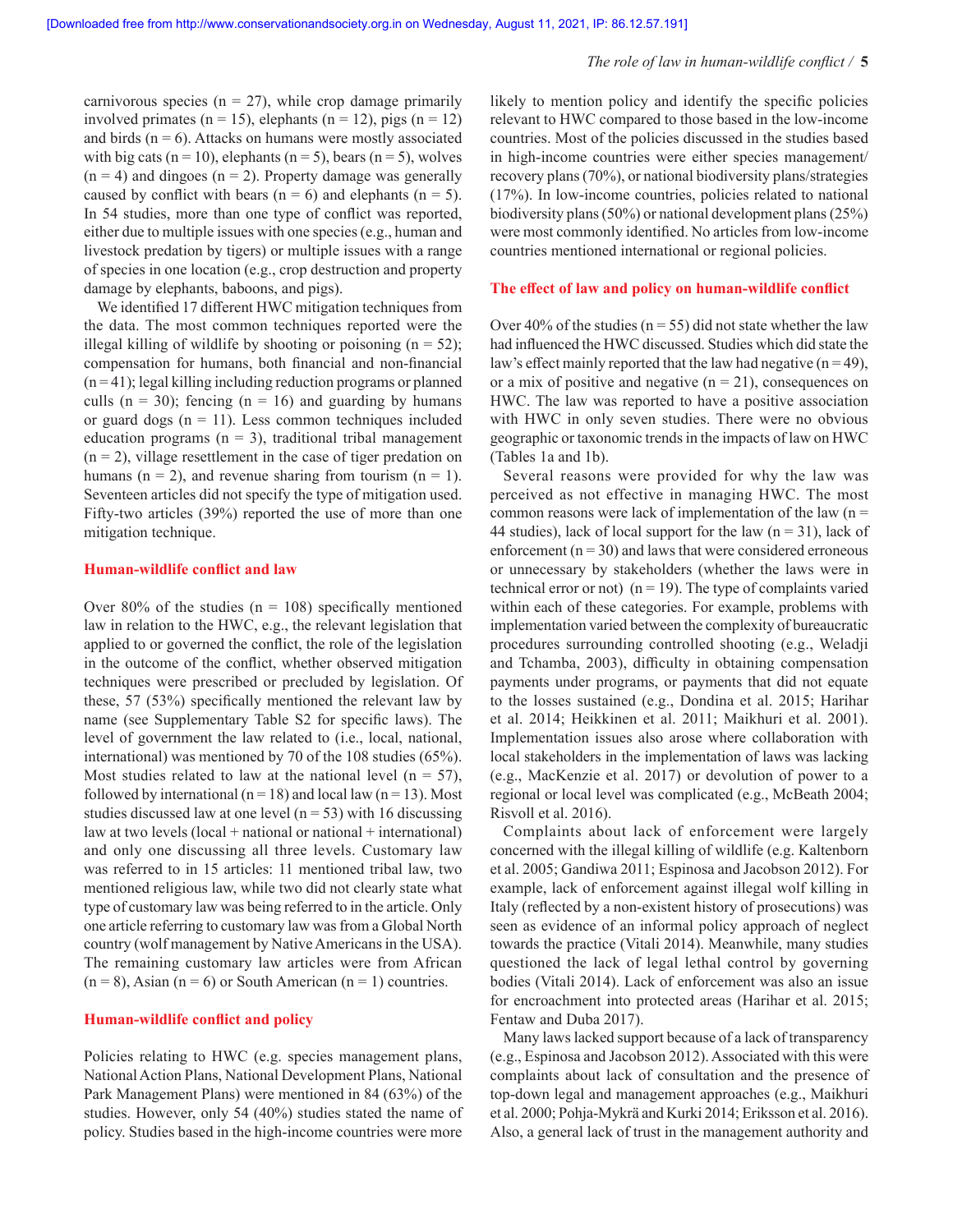carnivorous species (n = 27), while crop damage primarily involved primates (n = 15), elephants (n = 12), pigs (n = 12) and birds (n = 6). Attacks on humans were mostly associated with big cats (n = 10), elephants (n = 5), bears (n = 5), wolves (n = 4) and dingoes (n = 2). Property damage was generally caused by conflict with bears (n = 6) and elephants (n = 5). In 54 studies, more than one type of conflict was reported, either due to multiple issues with one species (e.g., human and livestock predation by tigers) or multiple issues with a range of species in one location (e.g., crop destruction and property damage by elephants, baboons, and pigs).

We identified 17 different HWC mitigation techniques from the data. The most common techniques reported were the illegal killing of wildlife by shooting or poisoning (n = 52); compensation for humans, both financial and non-financial (n = 41); legal killing including reduction programs or planned culls (n = 30); fencing (n = 16) and guarding by humans or guard dogs (n = 11). Less common techniques included education programs (n = 3), traditional tribal management (n = 2), village resettlement in the case of tiger predation on humans (n = 2), and revenue sharing from tourism (n = 1). Seventeen articles did not specify the type of mitigation used. Fifty-two articles (39%) reported the use of more than one mitigation technique.

## Human-wildlife conflict and law

Over 80% of the studies (n = 108) specifically mentioned law in relation to the HWC, e.g., the relevant legislation that applied to or governed the conflict, the role of the legislation in the outcome of the conflict, whether observed mitigation techniques were prescribed or precluded by legislation. Of these, 57 (53%) specifically mentioned the relevant law by name (see Supplementary Table S2 for specific laws). The level of government the law related to (i.e., local, national, international) was mentioned by 70 of the 108 studies (65%). Most studies related to law at the national level (n = 57), followed by international (n = 18) and local law (n = 13). Most studies discussed law at one level (n = 53) with 16 discussing law at two levels (local + national or national + international) and only one discussing all three levels. Customary law was referred to in 15 articles: 11 mentioned tribal law, two mentioned religious law, while two did not clearly state what type of customary law was being referred to in the article. Only one article referring to customary law was from a Global North country (wolf management by Native Americans in the USA). The remaining customary law articles were from African (n = 8), Asian (n = 6) or South American (n = 1) countries.

## Human-wildlife conflict and policy

Policies relating to HWC (e.g. species management plans, National Action Plans, National Development Plans, National Park Management Plans) were mentioned in 84 (63%) of the studies. However, only 54 (40%) studies stated the name of policy. Studies based in the high-income countries were more likely to mention policy and identify the specific policies relevant to HWC compared to those based in the low-income countries. Most of the policies discussed in the studies based in high-income countries were either species management/recovery plans (70%), or national biodiversity plans/strategies (17%). In low-income countries, policies related to national biodiversity plans (50%) or national development plans (25%) were most commonly identified. No articles from low-income countries mentioned international or regional policies.

## The effect of law and policy on human-wildlife conflict

Over 40% of the studies (n = 55) did not state whether the law had influenced the HWC discussed. Studies which did state the law's effect mainly reported that the law had negative (n = 49), or a mix of positive and negative (n = 21), consequences on HWC. The law was reported to have a positive association with HWC in only seven studies. There were no obvious geographic or taxonomic trends in the impacts of law on HWC (Tables 1a and 1b).

Several reasons were provided for why the law was perceived as not effective in managing HWC. The most common reasons were lack of implementation of the law (n = 44 studies), lack of local support for the law (n = 31), lack of enforcement (n = 30) and laws that were considered erroneous or unnecessary by stakeholders (whether the laws were in technical error or not) (n = 19). The type of complaints varied within each of these categories. For example, problems with implementation varied between the complexity of bureaucratic procedures surrounding controlled shooting (e.g., Weladji and Tchamba, 2003), difficulty in obtaining compensation payments under programs, or payments that did not equate to the losses sustained (e.g., Dondina et al. 2015; Harihar et al. 2014; Heikkinen et al. 2011; Maikhuri et al. 2001). Implementation issues also arose where collaboration with local stakeholders in the implementation of laws was lacking (e.g., MacKenzie et al. 2017) or devolution of power to a regional or local level was complicated (e.g., McBeath 2004; Risvoll et al. 2016).

Complaints about lack of enforcement were largely concerned with the illegal killing of wildlife (e.g. Kaltenborn et al. 2005; Gandiwa 2011; Espinosa and Jacobson 2012). For example, lack of enforcement against illegal wolf killing in Italy (reflected by a non-existent history of prosecutions) was seen as evidence of an informal policy approach of neglect towards the practice (Vitali 2014). Meanwhile, many studies questioned the lack of legal lethal control by governing bodies (Vitali 2014). Lack of enforcement was also an issue for encroachment into protected areas (Harihar et al. 2015; Fentaw and Duba 2017).

Many laws lacked support because of a lack of transparency (e.g., Espinosa and Jacobson 2012). Associated with this were complaints about lack of consultation and the presence of top-down legal and management approaches (e.g., Maikhuri et al. 2000; Pohja-Mykrä and Kurki 2014; Eriksson et al. 2016). Also, a general lack of trust in the management authority and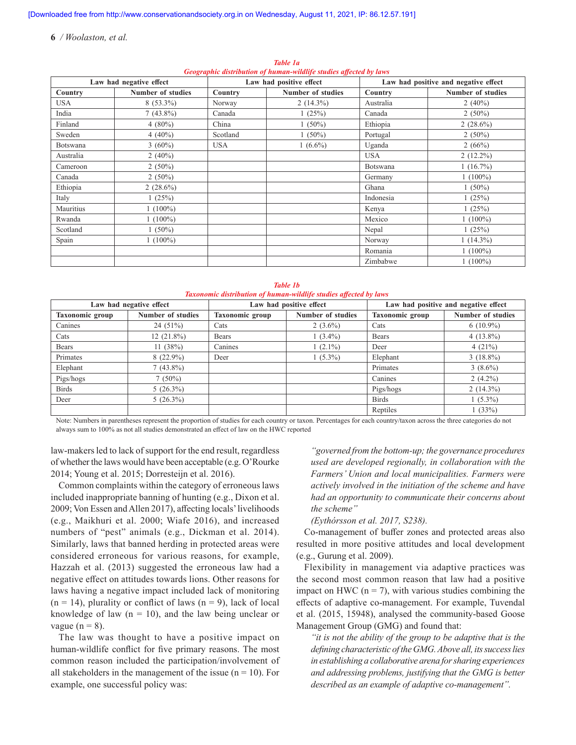*Table 1a*
*Geographic distribution of human-wildlife studies affected by laws*

| Law had negative effect | | Law had positive effect | | Law had positive and negative effect | |
|---|---|---|---|---|---|
| Country | Number of studies | Country | Number of studies | Country | Number of studies |
| USA | 8 (53.3%) | Norway | 2 (14.3%) | Australia | 2 (40%) |
| India | 7 (43.8%) | Canada | 1 (25%) | Canada | 2 (50%) |
| Finland | 4 (80%) | China | 1 (50%) | Ethiopia | 2 (28.6%) |
| Sweden | 4 (40%) | Scotland | 1 (50%) | Portugal | 2 (50%) |
| Botswana | 3 (60%) | USA | 1 (6.6%) | Uganda | 2 (66%) |
| Australia | 2 (40%) | | | USA | 2 (12.2%) |
| Cameroon | 2 (50%) | | | Botswana | 1 (16.7%) |
| Canada | 2 (50%) | | | Germany | 1 (100%) |
| Ethiopia | 2 (28.6%) | | | Ghana | 1 (50%) |
| Italy | 1 (25%) | | | Indonesia | 1 (25%) |
| Mauritius | 1 (100%) | | | Kenya | 1 (25%) |
| Rwanda | 1 (100%) | | | Mexico | 1 (100%) |
| Scotland | 1 (50%) | | | Nepal | 1 (25%) |
| Spain | 1 (100%) | | | Norway | 1 (14.3%) |
| | | | | Romania | 1 (100%) |
| | | | | Zimbabwe | 1 (100%) |

*Table 1b*
*Taxonomic distribution of human-wildlife studies affected by laws*

| Law had negative effect | | Law had positive effect | | Law had positive and negative effect | |
|---|---|---|---|---|---|
| Taxonomic group | Number of studies | Taxonomic group | Number of studies | Taxonomic group | Number of studies |
| Canines | 24 (51%) | Cats | 2 (3.6%) | Cats | 6 (10.9%) |
| Cats | 12 (21.8%) | Bears | 1 (3.4%) | Bears | 4 (13.8%) |
| Bears | 11 (38%) | Canines | 1 (2.1%) | Deer | 4 (21%) |
| Primates | 8 (22.9%) | Deer | 1 (5.3%) | Elephant | 3 (18.8%) |
| Elephant | 7 (43.8%) | | | Primates | 3 (8.6%) |
| Pigs/hogs | 7 (50%) | | | Canines | 2 (4.2%) |
| Birds | 5 (26.3%) | | | Pigs/hogs | 2 (14.3%) |
| Deer | 5 (26.3%) | | | Birds | 1 (5.3%) |
| | | | | Reptiles | 1 (33%) |

Note: Numbers in parentheses represent the proportion of studies for each country or taxon. Percentages for each country/taxon across the three categories do not always sum to 100% as not all studies demonstrated an effect of law on the HWC reported

law-makers led to lack of support for the end result, regardless of whether the laws would have been acceptable (e.g. O'Rourke 2014; Young et al. 2015; Dorresteijn et al. 2016).

Common complaints within the category of erroneous laws included inappropriate banning of hunting (e.g., Dixon et al. 2009; Von Essen and Allen 2017), affecting locals' livelihoods (e.g., Maikhuri et al. 2000; Wiafe 2016), and increased numbers of "pest" animals (e.g., Dickman et al. 2014). Similarly, laws that banned herding in protected areas were considered erroneous for various reasons, for example, Hazzah et al. (2013) suggested the erroneous law had a negative effect on attitudes towards lions. Other reasons for laws having a negative impact included lack of monitoring (n = 14), plurality or conflict of laws (n = 9), lack of local knowledge of law (n = 10), and the law being unclear or vague (n = 8).

The law was thought to have a positive impact on human-wildlife conflict for five primary reasons. The most common reason included the participation/involvement of all stakeholders in the management of the issue (n = 10). For example, one successful policy was:

> *"governed from the bottom-up; the governance procedures used are developed regionally, in collaboration with the Farmers' Union and local municipalities. Farmers were actively involved in the initiation of the scheme and have had an opportunity to communicate their concerns about the scheme"*
>
> *(Eythórsson et al. 2017, S238).*

Co-management of buffer zones and protected areas also resulted in more positive attitudes and local development (e.g., Gurung et al. 2009).

Flexibility in management via adaptive practices was the second most common reason that law had a positive impact on HWC (n = 7), with various studies combining the effects of adaptive co-management. For example, Tuvendal et al. (2015, 15948), analysed the community-based Goose Management Group (GMG) and found that:

> *"it is not the ability of the group to be adaptive that is the defining characteristic of the GMG. Above all, its success lies in establishing a collaborative arena for sharing experiences and addressing problems, justifying that the GMG is better described as an example of adaptive co-management".*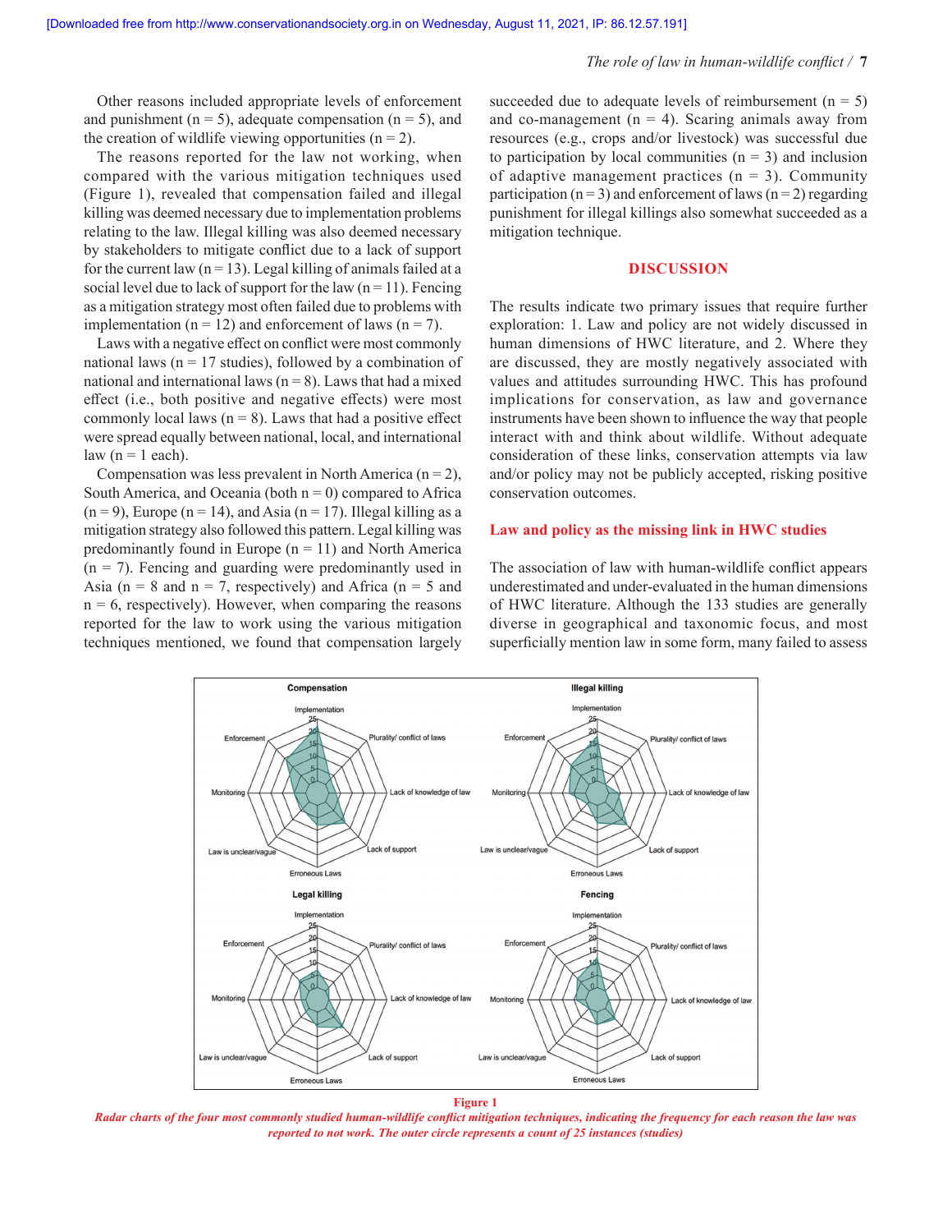Other reasons included appropriate levels of enforcement and punishment (n = 5), adequate compensation (n = 5), and the creation of wildlife viewing opportunities (n = 2).

The reasons reported for the law not working, when compared with the various mitigation techniques used (Figure 1), revealed that compensation failed and illegal killing was deemed necessary due to implementation problems relating to the law. Illegal killing was also deemed necessary by stakeholders to mitigate conflict due to a lack of support for the current law (n = 13). Legal killing of animals failed at a social level due to lack of support for the law (n = 11). Fencing as a mitigation strategy most often failed due to problems with implementation (n = 12) and enforcement of laws (n = 7).

Laws with a negative effect on conflict were most commonly national laws (n = 17 studies), followed by a combination of national and international laws (n = 8). Laws that had a mixed effect (i.e., both positive and negative effects) were most commonly local laws (n = 8). Laws that had a positive effect were spread equally between national, local, and international law (n = 1 each).

Compensation was less prevalent in North America (n = 2), South America, and Oceania (both n = 0) compared to Africa (n = 9), Europe (n = 14), and Asia (n = 17). Illegal killing as a mitigation strategy also followed this pattern. Legal killing was predominantly found in Europe (n = 11) and North America (n = 7). Fencing and guarding were predominantly used in Asia (n = 8 and n = 7, respectively) and Africa (n = 5 and n = 6, respectively). However, when comparing the reasons reported for the law to work using the various mitigation techniques mentioned, we found that compensation largely succeeded due to adequate levels of reimbursement (n = 5) and co-management (n = 4). Scaring animals away from resources (e.g., crops and/or livestock) was successful due to participation by local communities (n = 3) and inclusion of adaptive management practices (n = 3). Community participation (n = 3) and enforcement of laws (n = 2) regarding punishment for illegal killings also somewhat succeeded as a mitigation technique.

## DISCUSSION

The results indicate two primary issues that require further exploration: 1. Law and policy are not widely discussed in human dimensions of HWC literature, and 2. Where they are discussed, they are mostly negatively associated with values and attitudes surrounding HWC. This has profound implications for conservation, as law and governance instruments have been shown to influence the way that people interact with and think about wildlife. Without adequate consideration of these links, conservation attempts via law and/or policy may not be publicly accepted, risking positive conservation outcomes.

### Law and policy as the missing link in HWC studies

The association of law with human-wildlife conflict appears underestimated and under-evaluated in the human dimensions of HWC literature. Although the 133 studies are generally diverse in geographical and taxonomic focus, and most superficially mention law in some form, many failed to assess

**Figure 1**

*Radar charts of the four most commonly studied human-wildlife conflict mitigation techniques, indicating the frequency for each reason the law was reported to not work. The outer circle represents a count of 25 instances (studies)*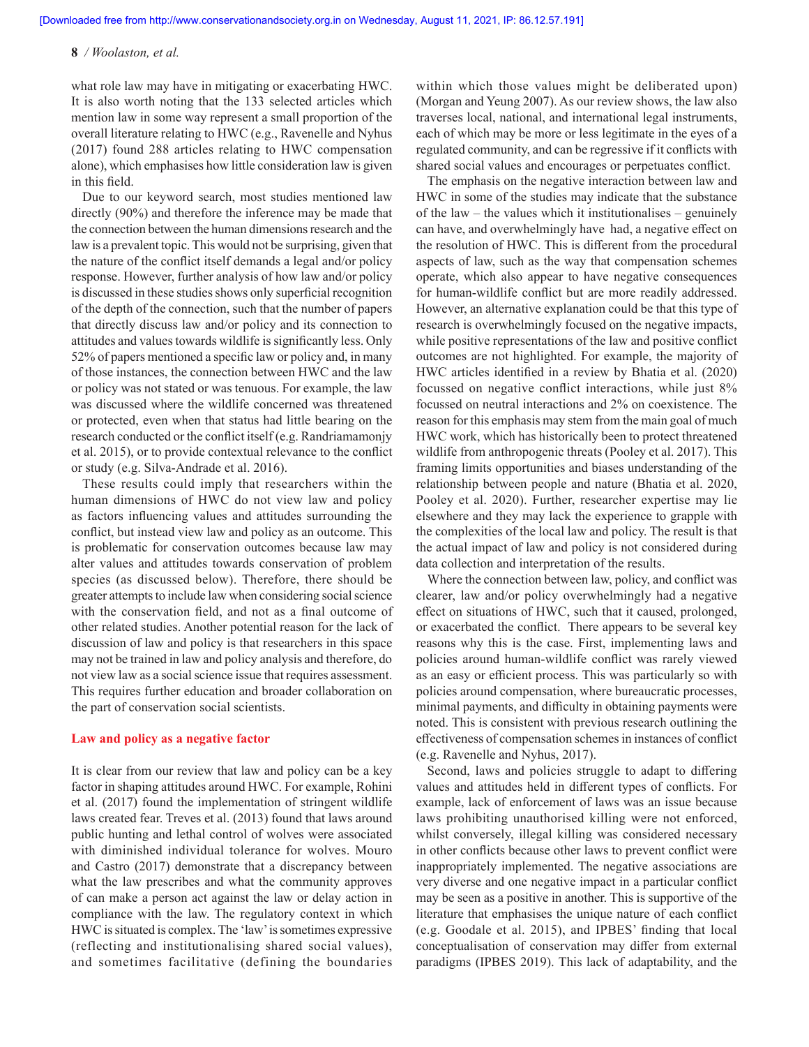what role law may have in mitigating or exacerbating HWC. It is also worth noting that the 133 selected articles which mention law in some way represent a small proportion of the overall literature relating to HWC (e.g., Ravenelle and Nyhus (2017) found 288 articles relating to HWC compensation alone), which emphasises how little consideration law is given in this field.

Due to our keyword search, most studies mentioned law directly (90%) and therefore the inference may be made that the connection between the human dimensions research and the law is a prevalent topic. This would not be surprising, given that the nature of the conflict itself demands a legal and/or policy response. However, further analysis of how law and/or policy is discussed in these studies shows only superficial recognition of the depth of the connection, such that the number of papers that directly discuss law and/or policy and its connection to attitudes and values towards wildlife is significantly less. Only 52% of papers mentioned a specific law or policy and, in many of those instances, the connection between HWC and the law or policy was not stated or was tenuous. For example, the law was discussed where the wildlife concerned was threatened or protected, even when that status had little bearing on the research conducted or the conflict itself (e.g. Randriamamonjy et al. 2015), or to provide contextual relevance to the conflict or study (e.g. Silva-Andrade et al. 2016).

These results could imply that researchers within the human dimensions of HWC do not view law and policy as factors influencing values and attitudes surrounding the conflict, but instead view law and policy as an outcome. This is problematic for conservation outcomes because law may alter values and attitudes towards conservation of problem species (as discussed below). Therefore, there should be greater attempts to include law when considering social science with the conservation field, and not as a final outcome of other related studies. Another potential reason for the lack of discussion of law and policy is that researchers in this space may not be trained in law and policy analysis and therefore, do not view law as a social science issue that requires assessment. This requires further education and broader collaboration on the part of conservation social scientists.

## Law and policy as a negative factor

It is clear from our review that law and policy can be a key factor in shaping attitudes around HWC. For example, Rohini et al. (2017) found the implementation of stringent wildlife laws created fear. Treves et al. (2013) found that laws around public hunting and lethal control of wolves were associated with diminished individual tolerance for wolves. Mouro and Castro (2017) demonstrate that a discrepancy between what the law prescribes and what the community approves of can make a person act against the law or delay action in compliance with the law. The regulatory context in which HWC is situated is complex. The 'law' is sometimes expressive (reflecting and institutionalising shared social values), and sometimes facilitative (defining the boundaries within which those values might be deliberated upon) (Morgan and Yeung 2007). As our review shows, the law also traverses local, national, and international legal instruments, each of which may be more or less legitimate in the eyes of a regulated community, and can be regressive if it conflicts with shared social values and encourages or perpetuates conflict.

The emphasis on the negative interaction between law and HWC in some of the studies may indicate that the substance of the law – the values which it institutionalises – genuinely can have, and overwhelmingly have had, a negative effect on the resolution of HWC. This is different from the procedural aspects of law, such as the way that compensation schemes operate, which also appear to have negative consequences for human-wildlife conflict but are more readily addressed. However, an alternative explanation could be that this type of research is overwhelmingly focused on the negative impacts, while positive representations of the law and positive conflict outcomes are not highlighted. For example, the majority of HWC articles identified in a review by Bhatia et al. (2020) focussed on negative conflict interactions, while just 8% focussed on neutral interactions and 2% on coexistence. The reason for this emphasis may stem from the main goal of much HWC work, which has historically been to protect threatened wildlife from anthropogenic threats (Pooley et al. 2017). This framing limits opportunities and biases understanding of the relationship between people and nature (Bhatia et al. 2020, Pooley et al. 2020). Further, researcher expertise may lie elsewhere and they may lack the experience to grapple with the complexities of the local law and policy. The result is that the actual impact of law and policy is not considered during data collection and interpretation of the results.

Where the connection between law, policy, and conflict was clearer, law and/or policy overwhelmingly had a negative effect on situations of HWC, such that it caused, prolonged, or exacerbated the conflict. There appears to be several key reasons why this is the case. First, implementing laws and policies around human-wildlife conflict was rarely viewed as an easy or efficient process. This was particularly so with policies around compensation, where bureaucratic processes, minimal payments, and difficulty in obtaining payments were noted. This is consistent with previous research outlining the effectiveness of compensation schemes in instances of conflict (e.g. Ravenelle and Nyhus, 2017).

Second, laws and policies struggle to adapt to differing values and attitudes held in different types of conflicts. For example, lack of enforcement of laws was an issue because laws prohibiting unauthorised killing were not enforced, whilst conversely, illegal killing was considered necessary in other conflicts because other laws to prevent conflict were inappropriately implemented. The negative associations are very diverse and one negative impact in a particular conflict may be seen as a positive in another. This is supportive of the literature that emphasises the unique nature of each conflict (e.g. Goodale et al. 2015), and IPBES' finding that local conceptualisation of conservation may differ from external paradigms (IPBES 2019). This lack of adaptability, and the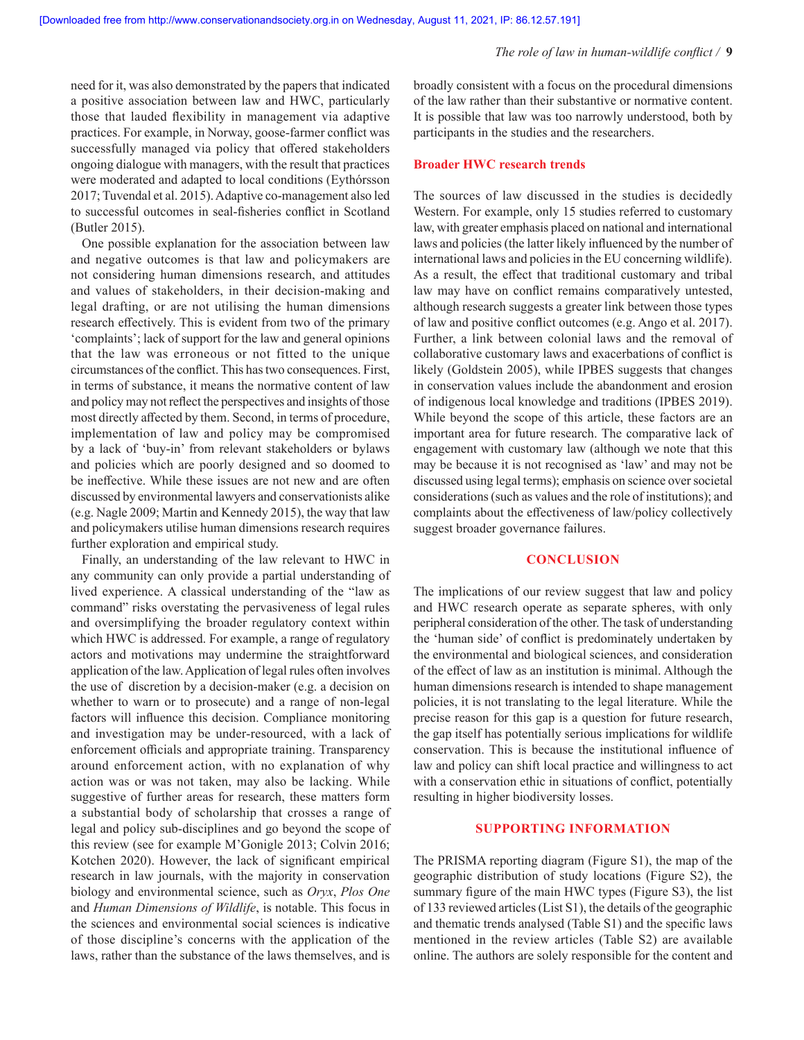need for it, was also demonstrated by the papers that indicated a positive association between law and HWC, particularly those that lauded flexibility in management via adaptive practices. For example, in Norway, goose-farmer conflict was successfully managed via policy that offered stakeholders ongoing dialogue with managers, with the result that practices were moderated and adapted to local conditions (Eythórsson 2017; Tuvendal et al. 2015). Adaptive co-management also led to successful outcomes in seal-fisheries conflict in Scotland (Butler 2015).

One possible explanation for the association between law and negative outcomes is that law and policymakers are not considering human dimensions research, and attitudes and values of stakeholders, in their decision-making and legal drafting, or are not utilising the human dimensions research effectively. This is evident from two of the primary 'complaints'; lack of support for the law and general opinions that the law was erroneous or not fitted to the unique circumstances of the conflict. This has two consequences. First, in terms of substance, it means the normative content of law and policy may not reflect the perspectives and insights of those most directly affected by them. Second, in terms of procedure, implementation of law and policy may be compromised by a lack of 'buy-in' from relevant stakeholders or bylaws and policies which are poorly designed and so doomed to be ineffective. While these issues are not new and are often discussed by environmental lawyers and conservationists alike (e.g. Nagle 2009; Martin and Kennedy 2015), the way that law and policymakers utilise human dimensions research requires further exploration and empirical study.

Finally, an understanding of the law relevant to HWC in any community can only provide a partial understanding of lived experience. A classical understanding of the "law as command" risks overstating the pervasiveness of legal rules and oversimplifying the broader regulatory context within which HWC is addressed. For example, a range of regulatory actors and motivations may undermine the straightforward application of the law. Application of legal rules often involves the use of discretion by a decision-maker (e.g. a decision on whether to warn or to prosecute) and a range of non-legal factors will influence this decision. Compliance monitoring and investigation may be under-resourced, with a lack of enforcement officials and appropriate training. Transparency around enforcement action, with no explanation of why action was or was not taken, may also be lacking. While suggestive of further areas for research, these matters form a substantial body of scholarship that crosses a range of legal and policy sub-disciplines and go beyond the scope of this review (see for example M'Gonigle 2013; Colvin 2016; Kotchen 2020). However, the lack of significant empirical research in law journals, with the majority in conservation biology and environmental science, such as *Oryx*, *Plos One* and *Human Dimensions of Wildlife*, is notable. This focus in the sciences and environmental social sciences is indicative of those discipline's concerns with the application of the laws, rather than the substance of the laws themselves, and is broadly consistent with a focus on the procedural dimensions of the law rather than their substantive or normative content. It is possible that law was too narrowly understood, both by participants in the studies and the researchers.

### Broader HWC research trends

The sources of law discussed in the studies is decidedly Western. For example, only 15 studies referred to customary law, with greater emphasis placed on national and international laws and policies (the latter likely influenced by the number of international laws and policies in the EU concerning wildlife). As a result, the effect that traditional customary and tribal law may have on conflict remains comparatively untested, although research suggests a greater link between those types of law and positive conflict outcomes (e.g. Ango et al. 2017). Further, a link between colonial laws and the removal of collaborative customary laws and exacerbations of conflict is likely (Goldstein 2005), while IPBES suggests that changes in conservation values include the abandonment and erosion of indigenous local knowledge and traditions (IPBES 2019). While beyond the scope of this article, these factors are an important area for future research. The comparative lack of engagement with customary law (although we note that this may be because it is not recognised as 'law' and may not be discussed using legal terms); emphasis on science over societal considerations (such as values and the role of institutions); and complaints about the effectiveness of law/policy collectively suggest broader governance failures.

## CONCLUSION

The implications of our review suggest that law and policy and HWC research operate as separate spheres, with only peripheral consideration of the other. The task of understanding the 'human side' of conflict is predominately undertaken by the environmental and biological sciences, and consideration of the effect of law as an institution is minimal. Although the human dimensions research is intended to shape management policies, it is not translating to the legal literature. While the precise reason for this gap is a question for future research, the gap itself has potentially serious implications for wildlife conservation. This is because the institutional influence of law and policy can shift local practice and willingness to act with a conservation ethic in situations of conflict, potentially resulting in higher biodiversity losses.

## SUPPORTING INFORMATION

The PRISMA reporting diagram (Figure S1), the map of the geographic distribution of study locations (Figure S2), the summary figure of the main HWC types (Figure S3), the list of 133 reviewed articles (List S1), the details of the geographic and thematic trends analysed (Table S1) and the specific laws mentioned in the review articles (Table S2) are available online. The authors are solely responsible for the content and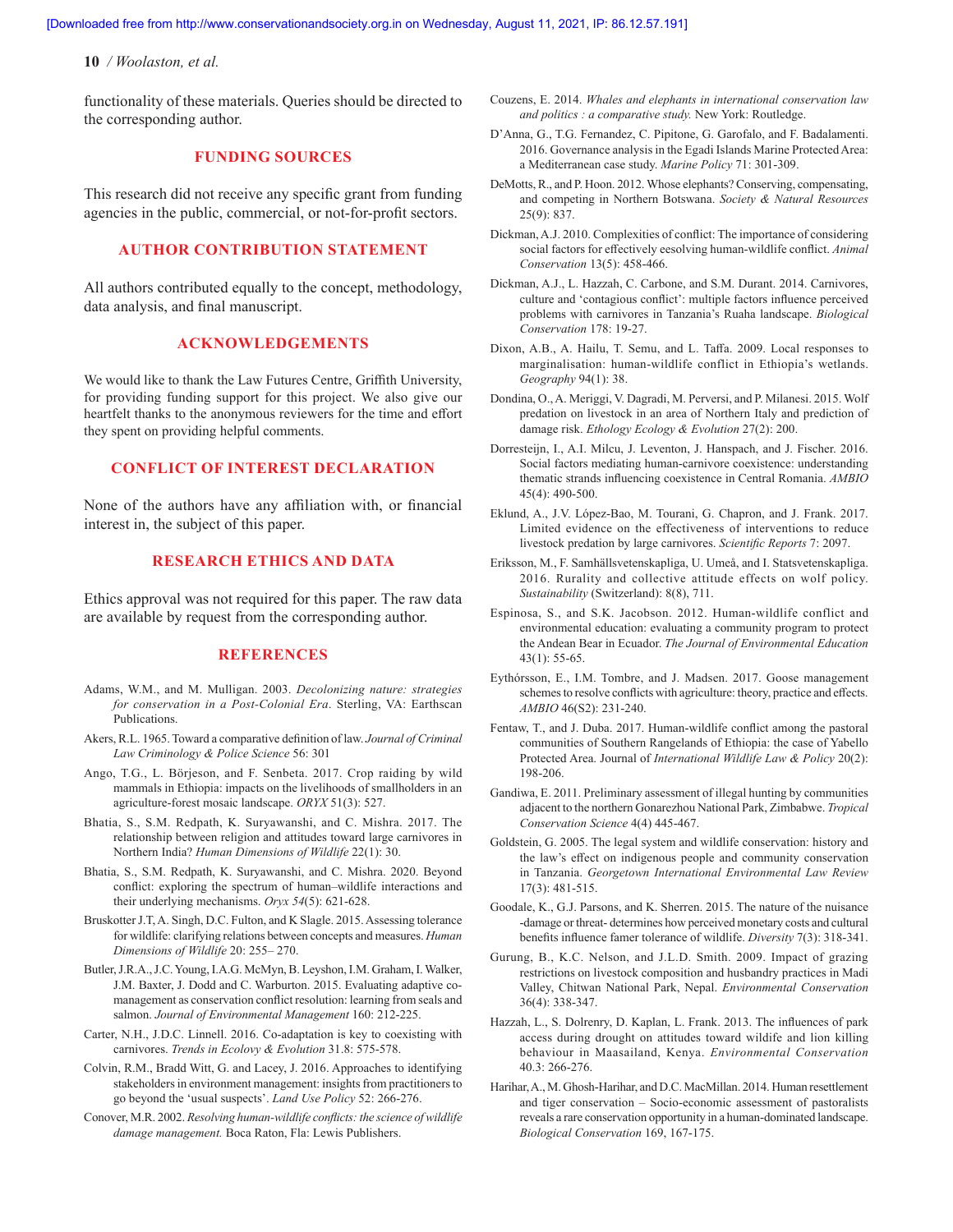functionality of these materials. Queries should be directed to the corresponding author.

## FUNDING SOURCES

This research did not receive any specific grant from funding agencies in the public, commercial, or not-for-profit sectors.

## AUTHOR CONTRIBUTION STATEMENT

All authors contributed equally to the concept, methodology, data analysis, and final manuscript.

## ACKNOWLEDGEMENTS

We would like to thank the Law Futures Centre, Griffith University, for providing funding support for this project. We also give our heartfelt thanks to the anonymous reviewers for the time and effort they spent on providing helpful comments.

## CONFLICT OF INTEREST DECLARATION

None of the authors have any affiliation with, or financial interest in, the subject of this paper.

## RESEARCH ETHICS AND DATA

Ethics approval was not required for this paper. The raw data are available by request from the corresponding author.

## REFERENCES

Adams, W.M., and M. Mulligan. 2003. *Decolonizing nature: strategies for conservation in a Post-Colonial Era*. Sterling, VA: Earthscan Publications.

Akers, R.L. 1965. Toward a comparative definition of law. *Journal of Criminal Law Criminology & Police Science* 56: 301

Ango, T.G., L. Börjeson, and F. Senbeta. 2017. Crop raiding by wild mammals in Ethiopia: impacts on the livelihoods of smallholders in an agriculture-forest mosaic landscape. *ORYX* 51(3): 527.

Bhatia, S., S.M. Redpath, K. Suryawanshi, and C. Mishra. 2017. The relationship between religion and attitudes toward large carnivores in Northern India? *Human Dimensions of Wildlife* 22(1): 30.

Bhatia, S., S.M. Redpath, K. Suryawanshi, and C. Mishra. 2020. Beyond conflict: exploring the spectrum of human–wildlife interactions and their underlying mechanisms. *Oryx 54*(5): 621-628.

Bruskotter J.T, A. Singh, D.C. Fulton, and K Slagle. 2015. Assessing tolerance for wildlife: clarifying relations between concepts and measures. *Human Dimensions of Wildlife* 20: 255– 270.

Butler, J.R.A., J.C. Young, I.A.G. McMyn, B. Leyshon, I.M. Graham, I. Walker, J.M. Baxter, J. Dodd and C. Warburton. 2015. Evaluating adaptive co-management as conservation conflict resolution: learning from seals and salmon. *Journal of Environmental Management* 160: 212-225.

Carter, N.H., J.D.C. Linnell. 2016. Co-adaptation is key to coexisting with carnivores. *Trends in Ecolovy & Evolution* 31.8: 575-578.

Colvin, R.M., Bradd Witt, G. and Lacey, J. 2016. Approaches to identifying stakeholders in environment management: insights from practitioners to go beyond the 'usual suspects'. *Land Use Policy* 52: 266-276.

Conover, M.R. 2002. *Resolving human-wildlife conflicts: the science of wildlife damage management.* Boca Raton, Fla: Lewis Publishers.

Couzens, E. 2014. *Whales and elephants in international conservation law and politics : a comparative study.* New York: Routledge.

D'Anna, G., T.G. Fernandez, C. Pipitone, G. Garofalo, and F. Badalamenti. 2016. Governance analysis in the Egadi Islands Marine Protected Area: a Mediterranean case study. *Marine Policy* 71: 301-309.

DeMotts, R., and P. Hoon. 2012. Whose elephants? Conserving, compensating, and competing in Northern Botswana. *Society & Natural Resources* 25(9): 837.

Dickman, A.J. 2010. Complexities of conflict: The importance of considering social factors for effectively eesolving human-wildlife conflict. *Animal Conservation* 13(5): 458-466.

Dickman, A.J., L. Hazzah, C. Carbone, and S.M. Durant. 2014. Carnivores, culture and 'contagious conflict': multiple factors influence perceived problems with carnivores in Tanzania's Ruaha landscape. *Biological Conservation* 178: 19-27.

Dixon, A.B., A. Hailu, T. Semu, and L. Taffa. 2009. Local responses to marginalisation: human-wildlife conflict in Ethiopia's wetlands. *Geography* 94(1): 38.

Dondina, O., A. Meriggi, V. Dagradi, M. Perversi, and P. Milanesi. 2015. Wolf predation on livestock in an area of Northern Italy and prediction of damage risk. *Ethology Ecology & Evolution* 27(2): 200.

Dorresteijn, I., A.I. Milcu, J. Leventon, J. Hanspach, and J. Fischer. 2016. Social factors mediating human-carnivore coexistence: understanding thematic strands influencing coexistence in Central Romania. *AMBIO* 45(4): 490-500.

Eklund, A., J.V. López-Bao, M. Tourani, G. Chapron, and J. Frank. 2017. Limited evidence on the effectiveness of interventions to reduce livestock predation by large carnivores. *Scientific Reports* 7: 2097.

Eriksson, M., F. Samhällsvetenskapliga, U. Umeå, and I. Statsvetenskapliga. 2016. Rurality and collective attitude effects on wolf policy. *Sustainability* (Switzerland): 8(8), 711.

Espinosa, S., and S.K. Jacobson. 2012. Human-wildlife conflict and environmental education: evaluating a community program to protect the Andean Bear in Ecuador. *The Journal of Environmental Education* 43(1): 55-65.

Eythórsson, E., I.M. Tombre, and J. Madsen. 2017. Goose management schemes to resolve conflicts with agriculture: theory, practice and effects. *AMBIO* 46(S2): 231-240.

Fentaw, T., and J. Duba. 2017. Human-wildlife conflict among the pastoral communities of Southern Rangelands of Ethiopia: the case of Yabello Protected Area. Journal of *International Wildlife Law & Policy* 20(2): 198-206.

Gandiwa, E. 2011. Preliminary assessment of illegal hunting by communities adjacent to the northern Gonarezhou National Park, Zimbabwe. *Tropical Conservation Science* 4(4) 445-467.

Goldstein, G. 2005. The legal system and wildlife conservation: history and the law's effect on indigenous people and community conservation in Tanzania. *Georgetown International Environmental Law Review* 17(3): 481-515.

Goodale, K., G.J. Parsons, and K. Sherren. 2015. The nature of the nuisance -damage or threat- determines how perceived monetary costs and cultural benefits influence famer tolerance of wildlife. *Diversity* 7(3): 318-341.

Gurung, B., K.C. Nelson, and J.L.D. Smith. 2009. Impact of grazing restrictions on livestock composition and husbandry practices in Madi Valley, Chitwan National Park, Nepal. *Environmental Conservation* 36(4): 338-347.

Hazzah, L., S. Dolrenry, D. Kaplan, L. Frank. 2013. The influences of park access during drought on attitudes toward wildlife and lion killing behaviour in Maasailand, Kenya. *Environmental Conservation* 40.3: 266-276.

Harihar, A., M. Ghosh-Harihar, and D.C. MacMillan. 2014. Human resettlement and tiger conservation – Socio-economic assessment of pastoralists reveals a rare conservation opportunity in a human-dominated landscape. *Biological Conservation* 169, 167-175.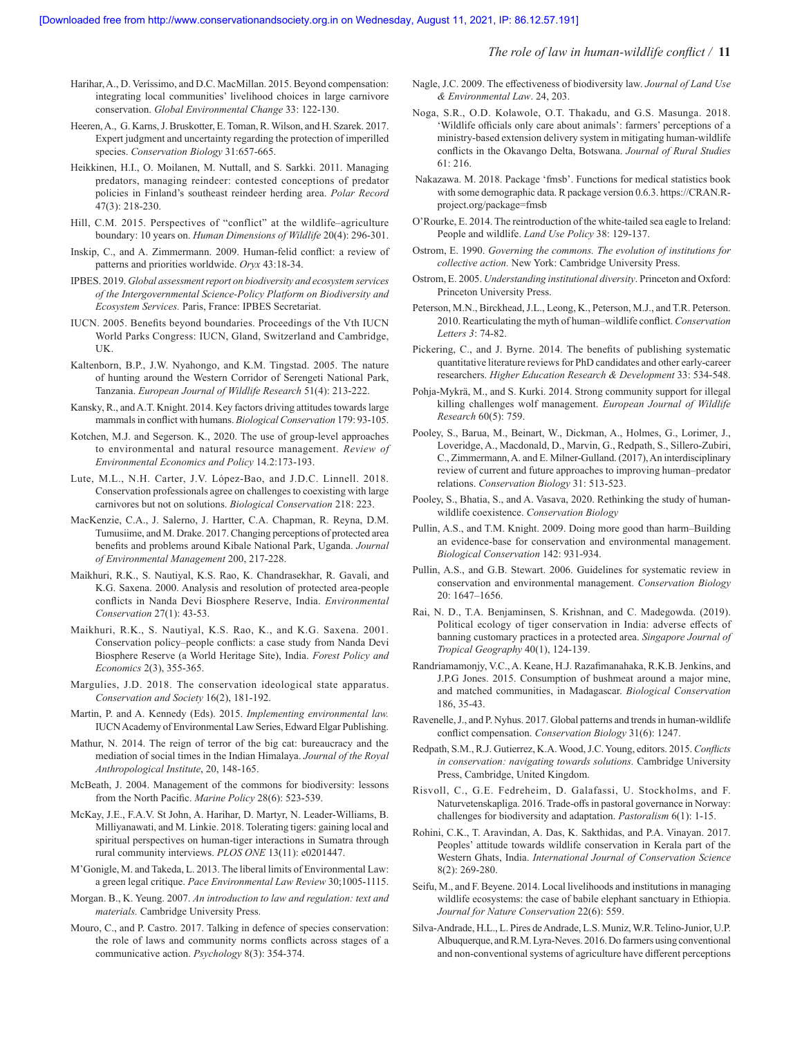Harihar, A., D. Veríssimo, and D.C. MacMillan. 2015. Beyond compensation: integrating local communities' livelihood choices in large carnivore conservation. *Global Environmental Change* 33: 122-130.

Heeren, A., G. Karns, J. Bruskotter, E. Toman, R. Wilson, and H. Szarek. 2017. Expert judgment and uncertainty regarding the protection of imperilled species. *Conservation Biology* 31:657-665.

Heikkinen, H.I., O. Moilanen, M. Nuttall, and S. Sarkki. 2011. Managing predators, managing reindeer: contested conceptions of predator policies in Finland's southeast reindeer herding area. *Polar Record* 47(3): 218-230.

Hill, C.M. 2015. Perspectives of "conflict" at the wildlife–agriculture boundary: 10 years on. *Human Dimensions of Wildlife* 20(4): 296-301.

Inskip, C., and A. Zimmermann. 2009. Human-felid conflict: a review of patterns and priorities worldwide. *Oryx* 43:18-34.

IPBES. 2019. *Global assessment report on biodiversity and ecosystem services of the Intergovernmental Science-Policy Platform on Biodiversity and Ecosystem Services.* Paris, France: IPBES Secretariat.

IUCN. 2005. Benefits beyond boundaries. Proceedings of the Vth IUCN World Parks Congress: IUCN, Gland, Switzerland and Cambridge, UK.

Kaltenborn, B.P., J.W. Nyahongo, and K.M. Tingstad. 2005. The nature of hunting around the Western Corridor of Serengeti National Park, Tanzania. *European Journal of Wildlife Research* 51(4): 213-222.

Kansky, R., and A.T. Knight. 2014. Key factors driving attitudes towards large mammals in conflict with humans. *Biological Conservation* 179: 93-105.

Kotchen, M.J. and Segerson. K., 2020. The use of group-level approaches to environmental and natural resource management. *Review of Environmental Economics and Policy* 14.2:173-193.

Lute, M.L., N.H. Carter, J.V. López-Bao, and J.D.C. Linnell. 2018. Conservation professionals agree on challenges to coexisting with large carnivores but not on solutions. *Biological Conservation* 218: 223.

MacKenzie, C.A., J. Salerno, J. Hartter, C.A. Chapman, R. Reyna, D.M. Tumusiime, and M. Drake. 2017. Changing perceptions of protected area benefits and problems around Kibale National Park, Uganda. *Journal of Environmental Management* 200, 217-228.

Maikhuri, R.K., S. Nautiyal, K.S. Rao, K. Chandrasekhar, R. Gavali, and K.G. Saxena. 2000. Analysis and resolution of protected area-people conflicts in Nanda Devi Biosphere Reserve, India. *Environmental Conservation* 27(1): 43-53.

Maikhuri, R.K., S. Nautiyal, K.S. Rao, K., and K.G. Saxena. 2001. Conservation policy–people conflicts: a case study from Nanda Devi Biosphere Reserve (a World Heritage Site), India. *Forest Policy and Economics* 2(3), 355-365.

Margulies, J.D. 2018. The conservation ideological state apparatus. *Conservation and Society* 16(2), 181-192.

Martin, P. and A. Kennedy (Eds). 2015. *Implementing environmental law.* IUCN Academy of Environmental Law Series, Edward Elgar Publishing.

Mathur, N. 2014. The reign of terror of the big cat: bureaucracy and the mediation of social times in the Indian Himalaya. *Journal of the Royal Anthropological Institute*, 20, 148-165.

McBeath, J. 2004. Management of the commons for biodiversity: lessons from the North Pacific. *Marine Policy* 28(6): 523-539.

McKay, J.E., F.A.V. St John, A. Harihar, D. Martyr, N. Leader-Williams, B. Milliyanawati, and M. Linkie. 2018. Tolerating tigers: gaining local and spiritual perspectives on human-tiger interactions in Sumatra through rural community interviews. *PLOS ONE* 13(11): e0201447.

M'Gonigle, M. and Takeda, L. 2013. The liberal limits of Environmental Law: a green legal critique. *Pace Environmental Law Review* 30;1005-1115.

Morgan. B., K. Yeung. 2007. *An introduction to law and regulation: text and materials.* Cambridge University Press.

Mouro, C., and P. Castro. 2017. Talking in defence of species conservation: the role of laws and community norms conflicts across stages of a communicative action. *Psychology* 8(3): 354-374.

Nagle, J.C. 2009. The effectiveness of biodiversity law. *Journal of Land Use & Environmental Law*. 24, 203.

Noga, S.R., O.D. Kolawole, O.T. Thakadu, and G.S. Masunga. 2018. 'Wildlife officials only care about animals': farmers' perceptions of a ministry-based extension delivery system in mitigating human-wildlife conflicts in the Okavango Delta, Botswana. *Journal of Rural Studies* 61: 216.

Nakazawa. M. 2018. Package 'fmsb'. Functions for medical statistics book with some demographic data. R package version 0.6.3. https://CRAN.R-project.org/package=fmsb

O'Rourke, E. 2014. The reintroduction of the white-tailed sea eagle to Ireland: People and wildlife. *Land Use Policy* 38: 129-137.

Ostrom, E. 1990. *Governing the commons. The evolution of institutions for collective action.* New York: Cambridge University Press.

Ostrom, E. 2005. *Understanding institutional diversity*. Princeton and Oxford: Princeton University Press.

Peterson, M.N., Birckhead, J.L., Leong, K., Peterson, M.J., and T.R. Peterson. 2010. Rearticulating the myth of human–wildlife conflict. *Conservation Letters 3*: 74-82.

Pickering, C., and J. Byrne. 2014. The benefits of publishing systematic quantitative literature reviews for PhD candidates and other early-career researchers. *Higher Education Research & Development* 33: 534-548.

Pohja-Mykrä, M., and S. Kurki. 2014. Strong community support for illegal killing challenges wolf management. *European Journal of Wildlife Research* 60(5): 759.

Pooley, S., Barua, M., Beinart, W., Dickman, A., Holmes, G., Lorimer, J., Loveridge, A., Macdonald, D., Marvin, G., Redpath, S., Sillero-Zubiri, C., Zimmermann, A. and E. Milner-Gulland. (2017), An interdisciplinary review of current and future approaches to improving human–predator relations. *Conservation Biology* 31: 513-523.

Pooley, S., Bhatia, S., and A. Vasava, 2020. Rethinking the study of human-wildlife coexistence. *Conservation Biology*

Pullin, A.S., and T.M. Knight. 2009. Doing more good than harm–Building an evidence-base for conservation and environmental management. *Biological Conservation* 142: 931-934.

Pullin, A.S., and G.B. Stewart. 2006. Guidelines for systematic review in conservation and environmental management. *Conservation Biology* 20: 1647–1656.

Rai, N. D., T.A. Benjaminsen, S. Krishnan, and C. Madegowda. (2019). Political ecology of tiger conservation in India: adverse effects of banning customary practices in a protected area. *Singapore Journal of Tropical Geography* 40(1), 124-139.

Randriamamonjy, V.C., A. Keane, H.J. Razafimanahaka, R.K.B. Jenkins, and J.P.G Jones. 2015. Consumption of bushmeat around a major mine, and matched communities, in Madagascar. *Biological Conservation* 186, 35-43.

Ravenelle, J., and P. Nyhus. 2017. Global patterns and trends in human-wildlife conflict compensation. *Conservation Biology* 31(6): 1247.

Redpath, S.M., R.J. Gutierrez, K.A. Wood, J.C. Young, editors. 2015. *Conflicts in conservation: navigating towards solutions.* Cambridge University Press, Cambridge, United Kingdom.

Risvoll, C., G.E. Fedreheim, D. Galafassi, U. Stockholms, and F. Naturvetenskapliga. 2016. Trade-offs in pastoral governance in Norway: challenges for biodiversity and adaptation. *Pastoralism* 6(1): 1-15.

Rohini, C.K., T. Aravindan, A. Das, K. Sakthidas, and P.A. Vinayan. 2017. Peoples' attitude towards wildlife conservation in Kerala part of the Western Ghats, India. *International Journal of Conservation Science* 8(2): 269-280.

Seifu, M., and F. Beyene. 2014. Local livelihoods and institutions in managing wildlife ecosystems: the case of babile elephant sanctuary in Ethiopia. *Journal for Nature Conservation* 22(6): 559.

Silva-Andrade, H.L., L. Pires de Andrade, L.S. Muniz, W.R. Telino-Junior, U.P. Albuquerque, and R.M. Lyra-Neves. 2016. Do farmers using conventional and non-conventional systems of agriculture have different perceptions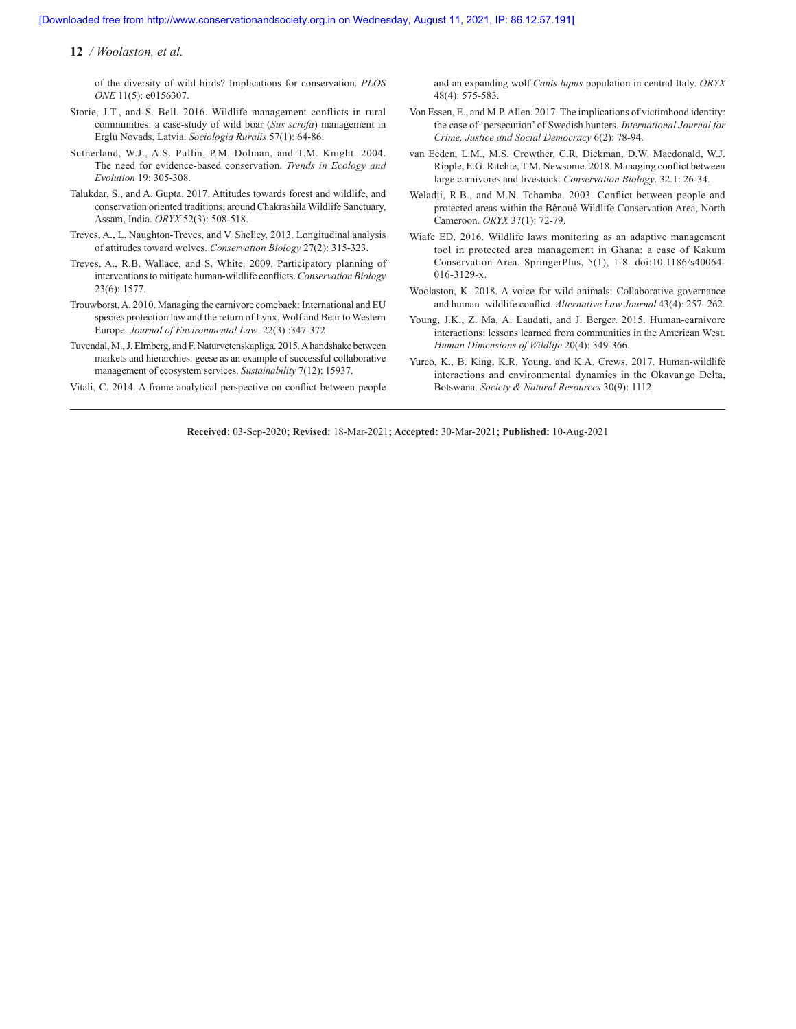of the diversity of wild birds? Implications for conservation. *PLOS ONE* 11(5): e0156307.

Storie, J.T., and S. Bell. 2016. Wildlife management conflicts in rural communities: a case-study of wild boar (*Sus scrofa*) management in Erglu Novads, Latvia. *Sociologia Ruralis* 57(1): 64-86.

Sutherland, W.J., A.S. Pullin, P.M. Dolman, and T.M. Knight. 2004. The need for evidence-based conservation. *Trends in Ecology and Evolution* 19: 305-308.

Talukdar, S., and A. Gupta. 2017. Attitudes towards forest and wildlife, and conservation oriented traditions, around Chakrashila Wildlife Sanctuary, Assam, India. *ORYX* 52(3): 508-518.

Treves, A., L. Naughton-Treves, and V. Shelley. 2013. Longitudinal analysis of attitudes toward wolves. *Conservation Biology* 27(2): 315-323.

Treves, A., R.B. Wallace, and S. White. 2009. Participatory planning of interventions to mitigate human-wildlife conflicts. *Conservation Biology* 23(6): 1577.

Trouwborst, A. 2010. Managing the carnivore comeback: International and EU species protection law and the return of Lynx, Wolf and Bear to Western Europe. *Journal of Environmental Law*. 22(3) :347-372

Tuvendal, M., J. Elmberg, and F. Naturvetenskapliga. 2015. A handshake between markets and hierarchies: geese as an example of successful collaborative management of ecosystem services. *Sustainability* 7(12): 15937.

Vitali, C. 2014. A frame-analytical perspective on conflict between people and an expanding wolf *Canis lupus* population in central Italy. *ORYX* 48(4): 575-583.

Von Essen, E., and M.P. Allen. 2017. The implications of victimhood identity: the case of 'persecution' of Swedish hunters. *International Journal for Crime, Justice and Social Democracy* 6(2): 78-94.

van Eeden, L.M., M.S. Crowther, C.R. Dickman, D.W. Macdonald, W.J. Ripple, E.G. Ritchie, T.M. Newsome. 2018. Managing conflict between large carnivores and livestock. *Conservation Biology*. 32.1: 26-34.

Weladji, R.B., and M.N. Tchamba. 2003. Conflict between people and protected areas within the Bénoué Wildlife Conservation Area, North Cameroon. *ORYX* 37(1): 72-79.

Wiafe ED. 2016. Wildlife laws monitoring as an adaptive management tool in protected area management in Ghana: a case of Kakum Conservation Area. SpringerPlus, 5(1), 1-8. doi:10.1186/s40064-016-3129-x.

Woolaston, K. 2018. A voice for wild animals: Collaborative governance and human–wildlife conflict. *Alternative Law Journal* 43(4): 257–262.

Young, J.K., Z. Ma, A. Laudati, and J. Berger. 2015. Human-carnivore interactions: lessons learned from communities in the American West. *Human Dimensions of Wildlife* 20(4): 349-366.

Yurco, K., B. King, K.R. Young, and K.A. Crews. 2017. Human-wildlife interactions and environmental dynamics in the Okavango Delta, Botswana. *Society & Natural Resources* 30(9): 1112.

---

**Received:** 03-Sep-2020**; Revised:** 18-Mar-2021**; Accepted:** 30-Mar-2021**; Published:** 10-Aug-2021